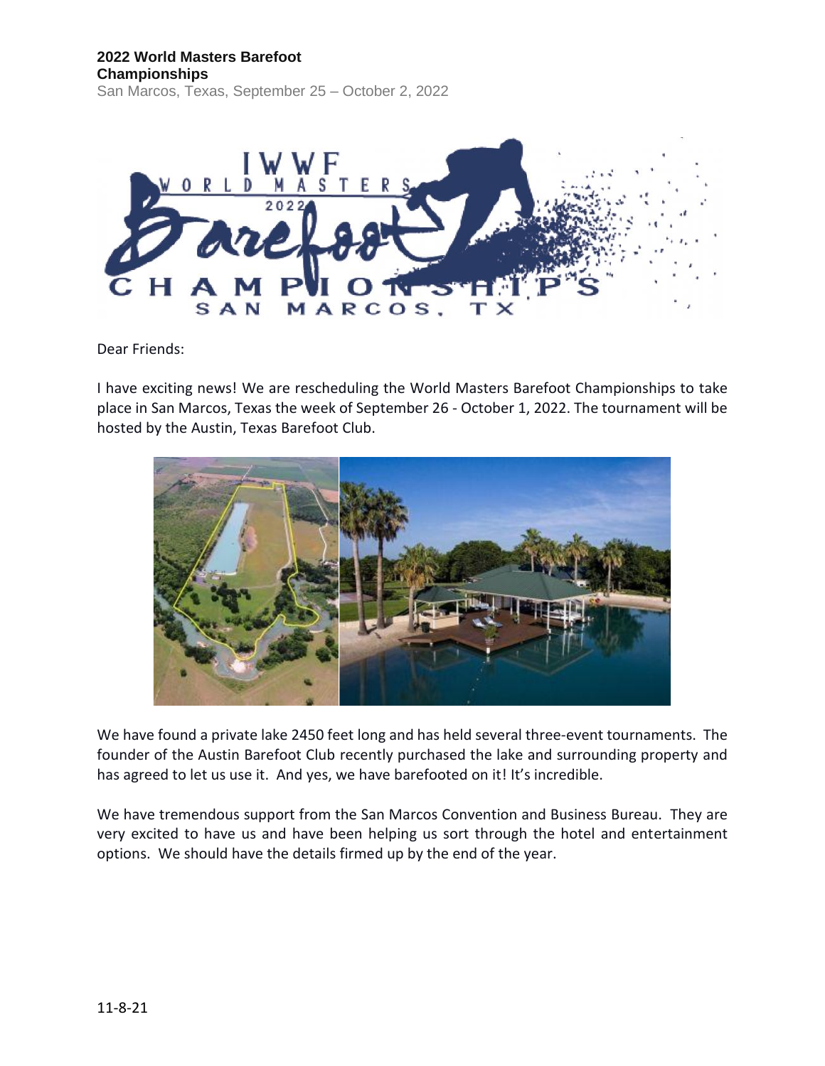**2022 World Masters Barefoot Championships**

San Marcos, Texas, September 25 – October 2, 2022

Dear Friends:

I have exciting news! We are rescheduling the World Masters Barefoot Championships to take place in San Marcos, Texas the week of September 26 - October 1, 2022. The tournament will be hosted by the Austin, Texas Barefoot Club.

We have found a private lake 2450 feet long and has held several three-event tournaments. The founder of the Austin Barefoot Club recently purchased the lake and surrounding property and has agreed to let us use it. And yes, we have barefooted on it! It's incredible.

We have tremendous support from the San Marcos Convention and Business Bureau. They are very excited to have us and have been helping us sort through the hotel and entertainment options. We should have the details firmed up by the end of the year.

11-8-21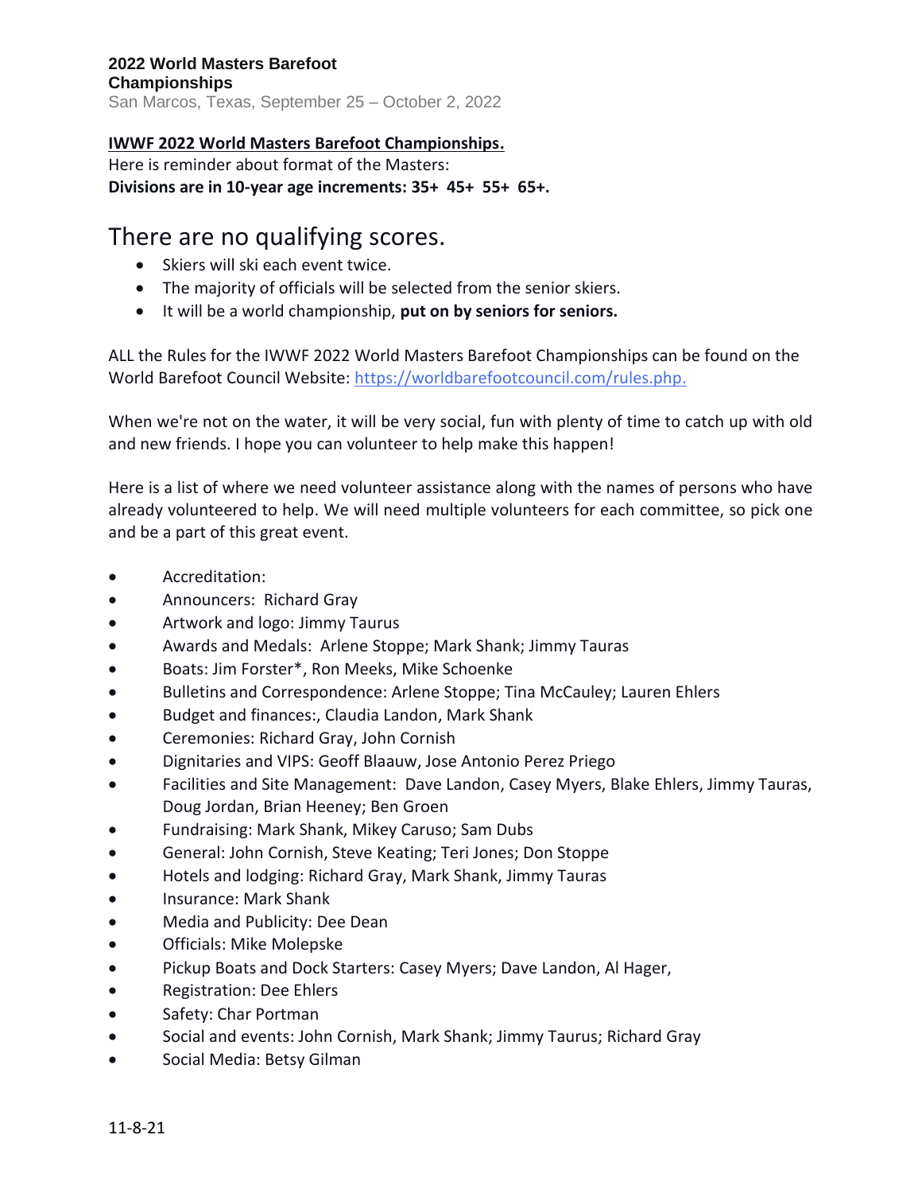**2022 World Masters Barefoot Championships**
San Marcos, Texas, September 25 – October 2, 2022

**IWWF 2022 World Masters Barefoot Championships.**
Here is reminder about format of the Masters:
**Divisions are in 10-year age increments: 35+ 45+ 55+ 65+.**

# There are no qualifying scores.

- Skiers will ski each event twice.
- The majority of officials will be selected from the senior skiers.
- It will be a world championship, **put on by seniors for seniors.**

ALL the Rules for the IWWF 2022 World Masters Barefoot Championships can be found on the World Barefoot Council Website: https://worldbarefootcouncil.com/rules.php.

When we're not on the water, it will be very social, fun with plenty of time to catch up with old and new friends. I hope you can volunteer to help make this happen!

Here is a list of where we need volunteer assistance along with the names of persons who have already volunteered to help. We will need multiple volunteers for each committee, so pick one and be a part of this great event.

- Accreditation:
- Announcers: Richard Gray
- Artwork and logo: Jimmy Taurus
- Awards and Medals: Arlene Stoppe; Mark Shank; Jimmy Tauras
- Boats: Jim Forster*, Ron Meeks, Mike Schoenke
- Bulletins and Correspondence: Arlene Stoppe; Tina McCauley; Lauren Ehlers
- Budget and finances:, Claudia Landon, Mark Shank
- Ceremonies: Richard Gray, John Cornish
- Dignitaries and VIPS: Geoff Blaauw, Jose Antonio Perez Priego
- Facilities and Site Management: Dave Landon, Casey Myers, Blake Ehlers, Jimmy Tauras, Doug Jordan, Brian Heeney; Ben Groen
- Fundraising: Mark Shank, Mikey Caruso; Sam Dubs
- General: John Cornish, Steve Keating; Teri Jones; Don Stoppe
- Hotels and lodging: Richard Gray, Mark Shank, Jimmy Tauras
- Insurance: Mark Shank
- Media and Publicity: Dee Dean
- Officials: Mike Molepske
- Pickup Boats and Dock Starters: Casey Myers; Dave Landon, Al Hager,
- Registration: Dee Ehlers
- Safety: Char Portman
- Social and events: John Cornish, Mark Shank; Jimmy Taurus; Richard Gray
- Social Media: Betsy Gilman

11-8-21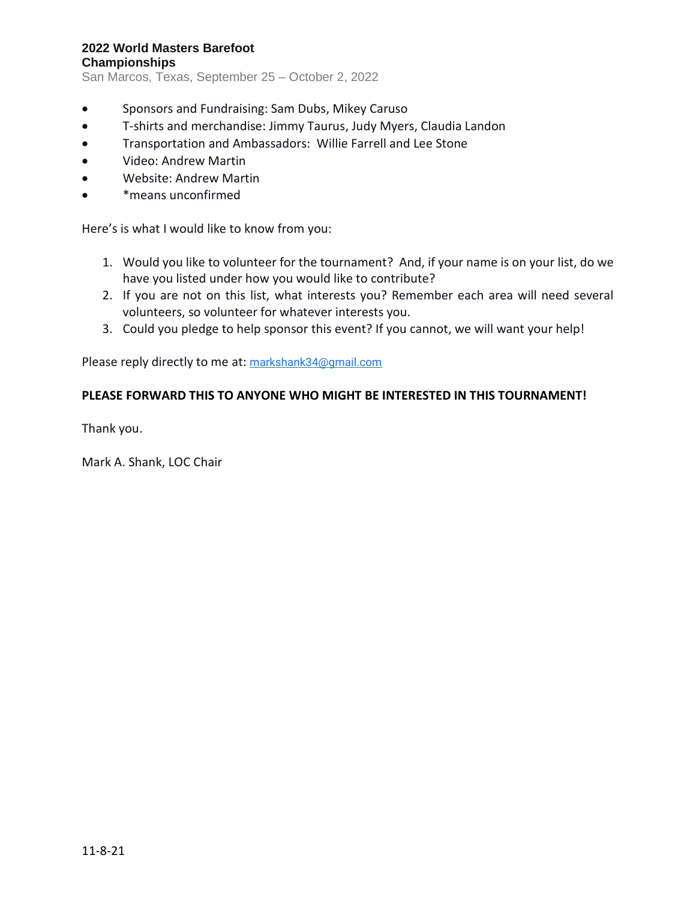- Sponsors and Fundraising: Sam Dubs, Mikey Caruso
- T-shirts and merchandise: Jimmy Taurus, Judy Myers, Claudia Landon
- Transportation and Ambassadors: Willie Farrell and Lee Stone
- Video: Andrew Martin
- Website: Andrew Martin
- *means unconfirmed

Here's is what I would like to know from you:

1. Would you like to volunteer for the tournament? And, if your name is on your list, do we have you listed under how you would like to contribute?
2. If you are not on this list, what interests you? Remember each area will need several volunteers, so volunteer for whatever interests you.
3. Could you pledge to help sponsor this event? If you cannot, we will want your help!

Please reply directly to me at: markshank34@gmail.com

**PLEASE FORWARD THIS TO ANYONE WHO MIGHT BE INTERESTED IN THIS TOURNAMENT!**

Thank you.

Mark A. Shank, LOC Chair

11-8-21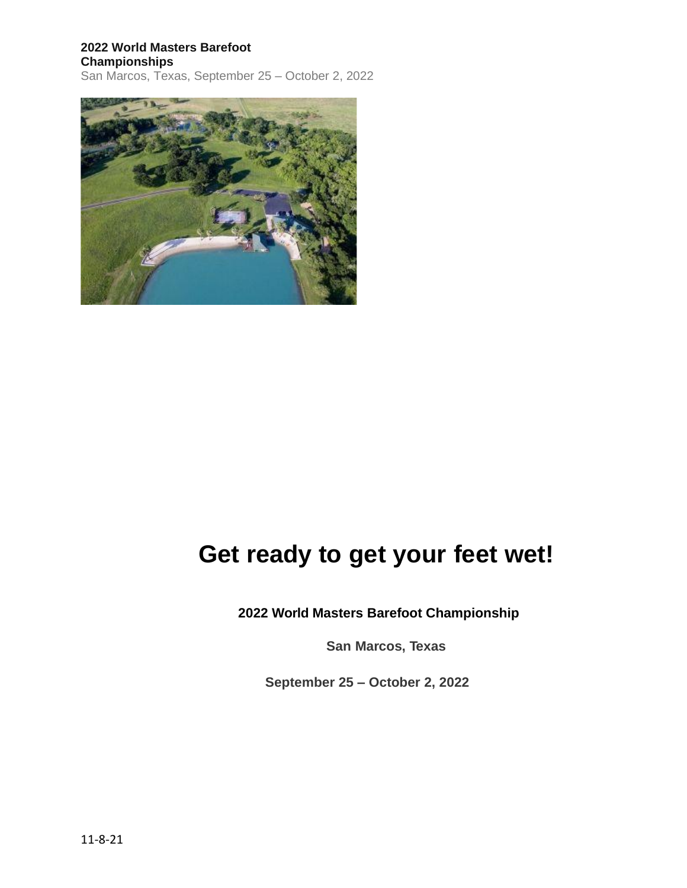**2022 World Masters Barefoot Championships**

San Marcos, Texas, September 25 – October 2, 2022

# Get ready to get your feet wet!

**2022 World Masters Barefoot Championship**

**San Marcos, Texas**

**September 25 – October 2, 2022**

11-8-21